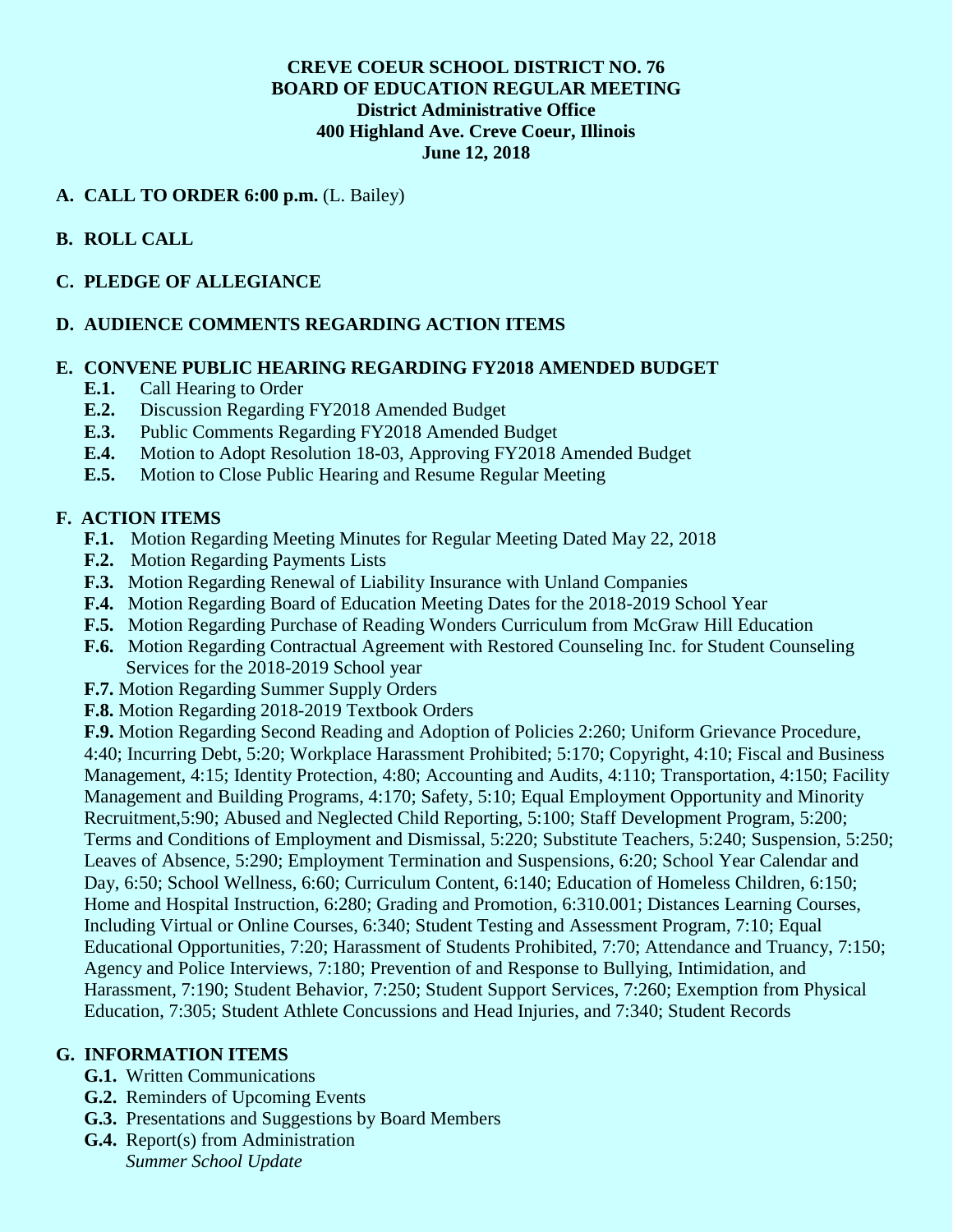**CREVE COEUR SCHOOL DISTRICT NO. 76**
**BOARD OF EDUCATION REGULAR MEETING**
**District Administrative Office**
**400 Highland Ave. Creve Coeur, Illinois**
**June 12, 2018**

**A. CALL TO ORDER 6:00 p.m.** (L. Bailey)

**B. ROLL CALL**

**C. PLEDGE OF ALLEGIANCE**

**D. AUDIENCE COMMENTS REGARDING ACTION ITEMS**

**E. CONVENE PUBLIC HEARING REGARDING FY2018 AMENDED BUDGET**

- **E.1.** Call Hearing to Order
- **E.2.** Discussion Regarding FY2018 Amended Budget
- **E.3.** Public Comments Regarding FY2018 Amended Budget
- **E.4.** Motion to Adopt Resolution 18-03, Approving FY2018 Amended Budget
- **E.5.** Motion to Close Public Hearing and Resume Regular Meeting

**F. ACTION ITEMS**

- **F.1.** Motion Regarding Meeting Minutes for Regular Meeting Dated May 22, 2018
- **F.2.** Motion Regarding Payments Lists
- **F.3.** Motion Regarding Renewal of Liability Insurance with Unland Companies
- **F.4.** Motion Regarding Board of Education Meeting Dates for the 2018-2019 School Year
- **F.5.** Motion Regarding Purchase of Reading Wonders Curriculum from McGraw Hill Education
- **F.6.** Motion Regarding Contractual Agreement with Restored Counseling Inc. for Student Counseling Services for the 2018-2019 School year
- **F.7.** Motion Regarding Summer Supply Orders
- **F.8.** Motion Regarding 2018-2019 Textbook Orders
- **F.9.** Motion Regarding Second Reading and Adoption of Policies 2:260; Uniform Grievance Procedure, 4:40; Incurring Debt, 5:20; Workplace Harassment Prohibited; 5:170; Copyright, 4:10; Fiscal and Business Management, 4:15; Identity Protection, 4:80; Accounting and Audits, 4:110; Transportation, 4:150; Facility Management and Building Programs, 4:170; Safety, 5:10; Equal Employment Opportunity and Minority Recruitment,5:90; Abused and Neglected Child Reporting, 5:100; Staff Development Program, 5:200; Terms and Conditions of Employment and Dismissal, 5:220; Substitute Teachers, 5:240; Suspension, 5:250; Leaves of Absence, 5:290; Employment Termination and Suspensions, 6:20; School Year Calendar and Day, 6:50; School Wellness, 6:60; Curriculum Content, 6:140; Education of Homeless Children, 6:150; Home and Hospital Instruction, 6:280; Grading and Promotion, 6:310.001; Distances Learning Courses, Including Virtual or Online Courses, 6:340; Student Testing and Assessment Program, 7:10; Equal Educational Opportunities, 7:20; Harassment of Students Prohibited, 7:70; Attendance and Truancy, 7:150; Agency and Police Interviews, 7:180; Prevention of and Response to Bullying, Intimidation, and Harassment, 7:190; Student Behavior, 7:250; Student Support Services, 7:260; Exemption from Physical Education, 7:305; Student Athlete Concussions and Head Injuries, and 7:340; Student Records

**G. INFORMATION ITEMS**

- **G.1.** Written Communications
- **G.2.** Reminders of Upcoming Events
- **G.3.** Presentations and Suggestions by Board Members
- **G.4.** Report(s) from Administration
  *Summer School Update*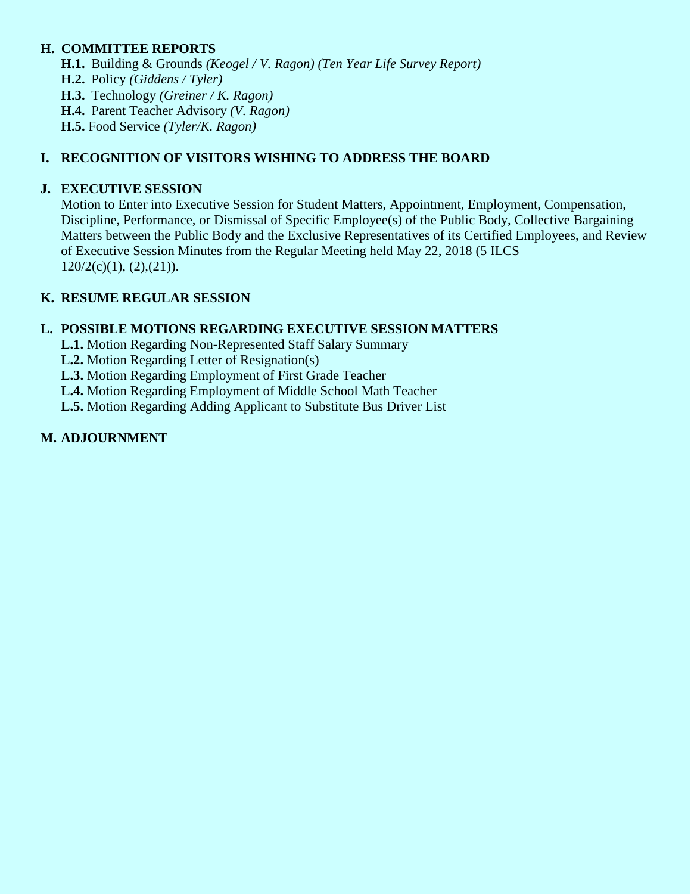## H. COMMITTEE REPORTS

**H.1.** Building & Grounds *(Keogel / V. Ragon) (Ten Year Life Survey Report)*
**H.2.** Policy *(Giddens / Tyler)*
**H.3.** Technology *(Greiner / K. Ragon)*
**H.4.** Parent Teacher Advisory *(V. Ragon)*
**H.5.** Food Service *(Tyler/K. Ragon)*

## I. RECOGNITION OF VISITORS WISHING TO ADDRESS THE BOARD

## J. EXECUTIVE SESSION

Motion to Enter into Executive Session for Student Matters, Appointment, Employment, Compensation, Discipline, Performance, or Dismissal of Specific Employee(s) of the Public Body, Collective Bargaining Matters between the Public Body and the Exclusive Representatives of its Certified Employees, and Review of Executive Session Minutes from the Regular Meeting held May 22, 2018 (5 ILCS 120/2(c)(1), (2),(21)).

## K. RESUME REGULAR SESSION

## L. POSSIBLE MOTIONS REGARDING EXECUTIVE SESSION MATTERS

**L.1.** Motion Regarding Non-Represented Staff Salary Summary
**L.2.** Motion Regarding Letter of Resignation(s)
**L.3.** Motion Regarding Employment of First Grade Teacher
**L.4.** Motion Regarding Employment of Middle School Math Teacher
**L.5.** Motion Regarding Adding Applicant to Substitute Bus Driver List

## M. ADJOURNMENT